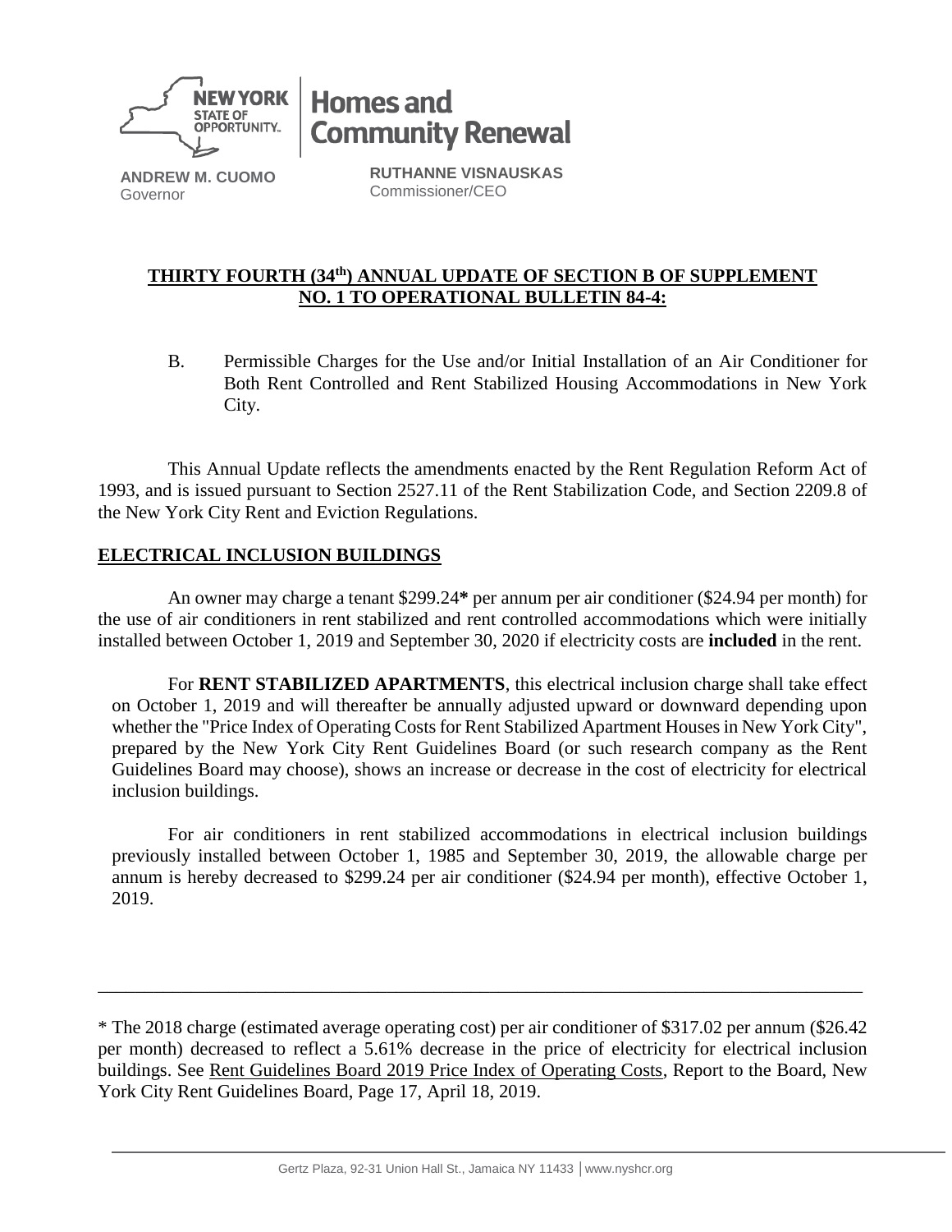NEW YORK STATE OF OPPORTUNITY. | Homes and Community Renewal

**ANDREW M. CUOMO**
Governor

**RUTHANNE VISNAUSKAS**
Commissioner/CEO

## THIRTY FOURTH (34th) ANNUAL UPDATE OF SECTION B OF SUPPLEMENT NO. 1 TO OPERATIONAL BULLETIN 84-4:

B. Permissible Charges for the Use and/or Initial Installation of an Air Conditioner for Both Rent Controlled and Rent Stabilized Housing Accommodations in New York City.

This Annual Update reflects the amendments enacted by the Rent Regulation Reform Act of 1993, and is issued pursuant to Section 2527.11 of the Rent Stabilization Code, and Section 2209.8 of the New York City Rent and Eviction Regulations.

### ELECTRICAL INCLUSION BUILDINGS

An owner may charge a tenant $299.24**\*** per annum per air conditioner ($24.94 per month) for the use of air conditioners in rent stabilized and rent controlled accommodations which were initially installed between October 1, 2019 and September 30, 2020 if electricity costs are **included** in the rent.

For **RENT STABILIZED APARTMENTS**, this electrical inclusion charge shall take effect on October 1, 2019 and will thereafter be annually adjusted upward or downward depending upon whether the "Price Index of Operating Costs for Rent Stabilized Apartment Houses in New York City", prepared by the New York City Rent Guidelines Board (or such research company as the Rent Guidelines Board may choose), shows an increase or decrease in the cost of electricity for electrical inclusion buildings.

For air conditioners in rent stabilized accommodations in electrical inclusion buildings previously installed between October 1, 1985 and September 30, 2019, the allowable charge per annum is hereby decreased to $299.24 per air conditioner ($24.94 per month), effective October 1, 2019.

---

\* The 2018 charge (estimated average operating cost) per air conditioner of $317.02 per annum ($26.42 per month) decreased to reflect a 5.61% decrease in the price of electricity for electrical inclusion buildings. See Rent Guidelines Board 2019 Price Index of Operating Costs, Report to the Board, New York City Rent Guidelines Board, Page 17, April 18, 2019.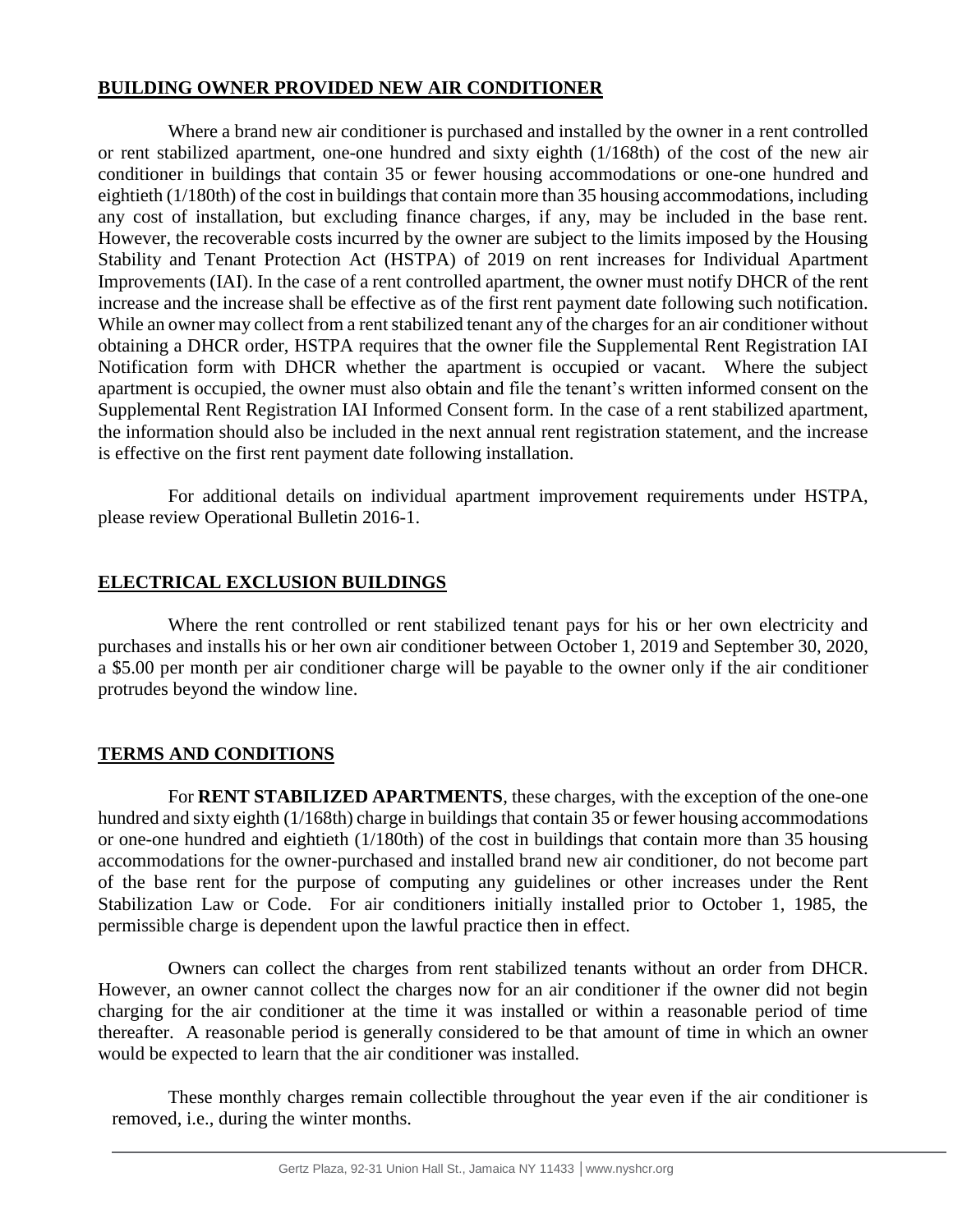## BUILDING OWNER PROVIDED NEW AIR CONDITIONER

Where a brand new air conditioner is purchased and installed by the owner in a rent controlled or rent stabilized apartment, one-one hundred and sixty eighth (1/168th) of the cost of the new air conditioner in buildings that contain 35 or fewer housing accommodations or one-one hundred and eightieth (1/180th) of the cost in buildings that contain more than 35 housing accommodations, including any cost of installation, but excluding finance charges, if any, may be included in the base rent. However, the recoverable costs incurred by the owner are subject to the limits imposed by the Housing Stability and Tenant Protection Act (HSTPA) of 2019 on rent increases for Individual Apartment Improvements (IAI). In the case of a rent controlled apartment, the owner must notify DHCR of the rent increase and the increase shall be effective as of the first rent payment date following such notification. While an owner may collect from a rent stabilized tenant any of the charges for an air conditioner without obtaining a DHCR order, HSTPA requires that the owner file the Supplemental Rent Registration IAI Notification form with DHCR whether the apartment is occupied or vacant. Where the subject apartment is occupied, the owner must also obtain and file the tenant's written informed consent on the Supplemental Rent Registration IAI Informed Consent form. In the case of a rent stabilized apartment, the information should also be included in the next annual rent registration statement, and the increase is effective on the first rent payment date following installation.

For additional details on individual apartment improvement requirements under HSTPA, please review Operational Bulletin 2016-1.

## ELECTRICAL EXCLUSION BUILDINGS

Where the rent controlled or rent stabilized tenant pays for his or her own electricity and purchases and installs his or her own air conditioner between October 1, 2019 and September 30, 2020, a $5.00 per month per air conditioner charge will be payable to the owner only if the air conditioner protrudes beyond the window line.

## TERMS AND CONDITIONS

For **RENT STABILIZED APARTMENTS**, these charges, with the exception of the one-one hundred and sixty eighth (1/168th) charge in buildings that contain 35 or fewer housing accommodations or one-one hundred and eightieth (1/180th) of the cost in buildings that contain more than 35 housing accommodations for the owner-purchased and installed brand new air conditioner, do not become part of the base rent for the purpose of computing any guidelines or other increases under the Rent Stabilization Law or Code. For air conditioners initially installed prior to October 1, 1985, the permissible charge is dependent upon the lawful practice then in effect.

Owners can collect the charges from rent stabilized tenants without an order from DHCR. However, an owner cannot collect the charges now for an air conditioner if the owner did not begin charging for the air conditioner at the time it was installed or within a reasonable period of time thereafter. A reasonable period is generally considered to be that amount of time in which an owner would be expected to learn that the air conditioner was installed.

These monthly charges remain collectible throughout the year even if the air conditioner is removed, i.e., during the winter months.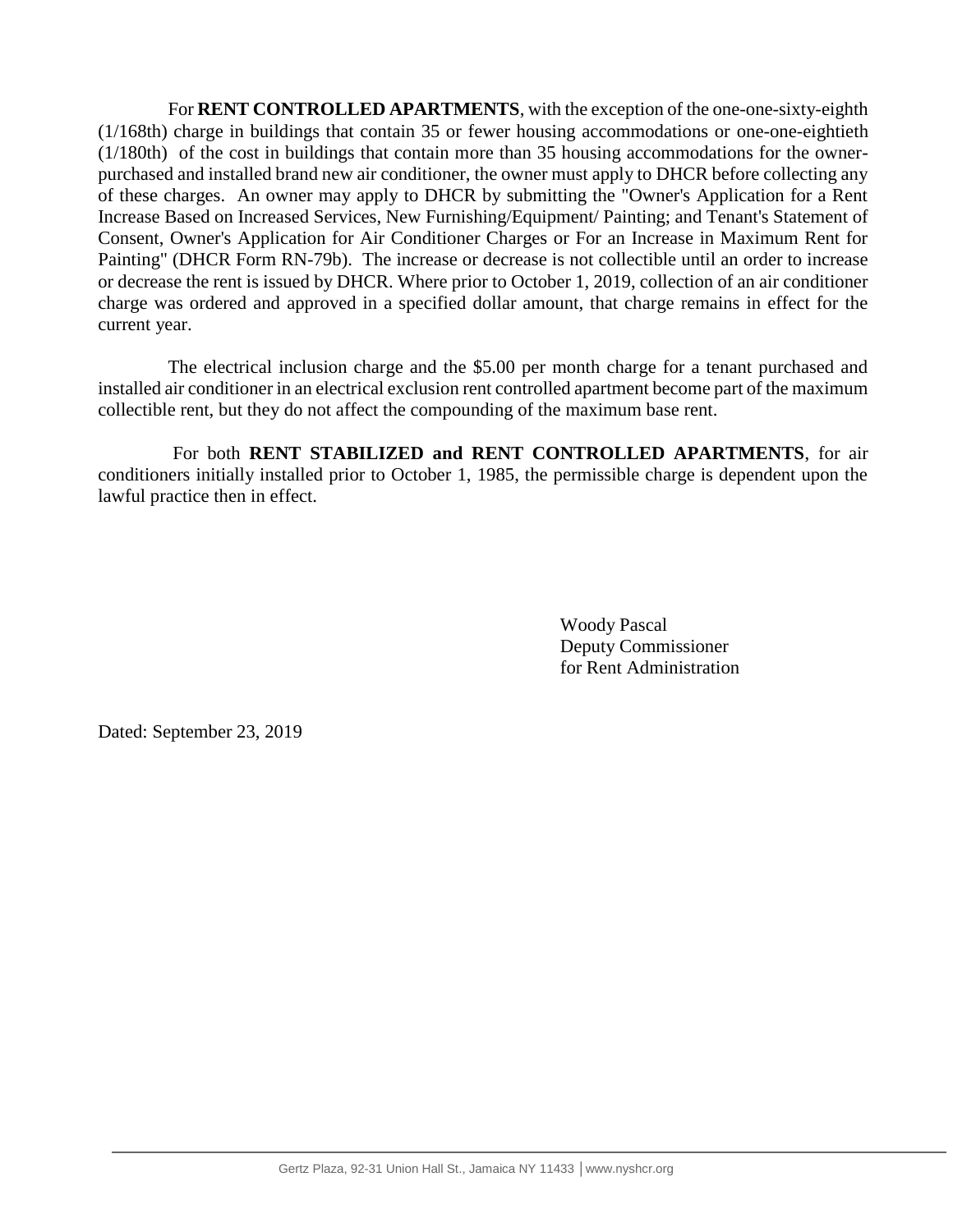For **RENT CONTROLLED APARTMENTS**, with the exception of the one-one-sixty-eighth (1/168th) charge in buildings that contain 35 or fewer housing accommodations or one-one-eightieth (1/180th) of the cost in buildings that contain more than 35 housing accommodations for the owner-purchased and installed brand new air conditioner, the owner must apply to DHCR before collecting any of these charges. An owner may apply to DHCR by submitting the "Owner's Application for a Rent Increase Based on Increased Services, New Furnishing/Equipment/ Painting; and Tenant's Statement of Consent, Owner's Application for Air Conditioner Charges or For an Increase in Maximum Rent for Painting" (DHCR Form RN-79b). The increase or decrease is not collectible until an order to increase or decrease the rent is issued by DHCR. Where prior to October 1, 2019, collection of an air conditioner charge was ordered and approved in a specified dollar amount, that charge remains in effect for the current year.

The electrical inclusion charge and the $5.00 per month charge for a tenant purchased and installed air conditioner in an electrical exclusion rent controlled apartment become part of the maximum collectible rent, but they do not affect the compounding of the maximum base rent.

For both **RENT STABILIZED and RENT CONTROLLED APARTMENTS**, for air conditioners initially installed prior to October 1, 1985, the permissible charge is dependent upon the lawful practice then in effect.

Woody Pascal
Deputy Commissioner
for Rent Administration

Dated: September 23, 2019

Gertz Plaza, 92-31 Union Hall St., Jamaica NY 11433 | www.nyshcr.org